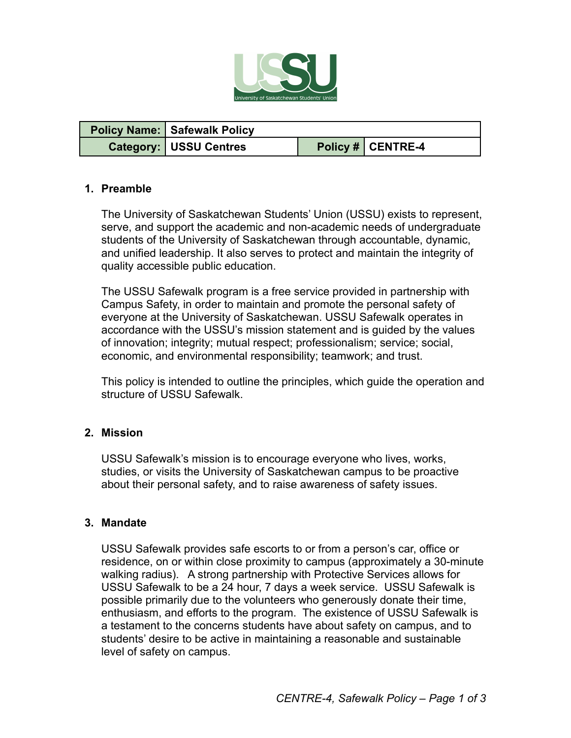| Policy Name: | Safewalk Policy | | |
| --- | --- | --- | --- |
| Category: | USSU Centres | Policy # | CENTRE-4 |

## 1. Preamble

The University of Saskatchewan Students' Union (USSU) exists to represent, serve, and support the academic and non-academic needs of undergraduate students of the University of Saskatchewan through accountable, dynamic, and unified leadership. It also serves to protect and maintain the integrity of quality accessible public education.

The USSU Safewalk program is a free service provided in partnership with Campus Safety, in order to maintain and promote the personal safety of everyone at the University of Saskatchewan. USSU Safewalk operates in accordance with the USSU's mission statement and is guided by the values of innovation; integrity; mutual respect; professionalism; service; social, economic, and environmental responsibility; teamwork; and trust.

This policy is intended to outline the principles, which guide the operation and structure of USSU Safewalk.

## 2. Mission

USSU Safewalk's mission is to encourage everyone who lives, works, studies, or visits the University of Saskatchewan campus to be proactive about their personal safety, and to raise awareness of safety issues.

## 3. Mandate

USSU Safewalk provides safe escorts to or from a person's car, office or residence, on or within close proximity to campus (approximately a 30-minute walking radius). A strong partnership with Protective Services allows for USSU Safewalk to be a 24 hour, 7 days a week service. USSU Safewalk is possible primarily due to the volunteers who generously donate their time, enthusiasm, and efforts to the program. The existence of USSU Safewalk is a testament to the concerns students have about safety on campus, and to students' desire to be active in maintaining a reasonable and sustainable level of safety on campus.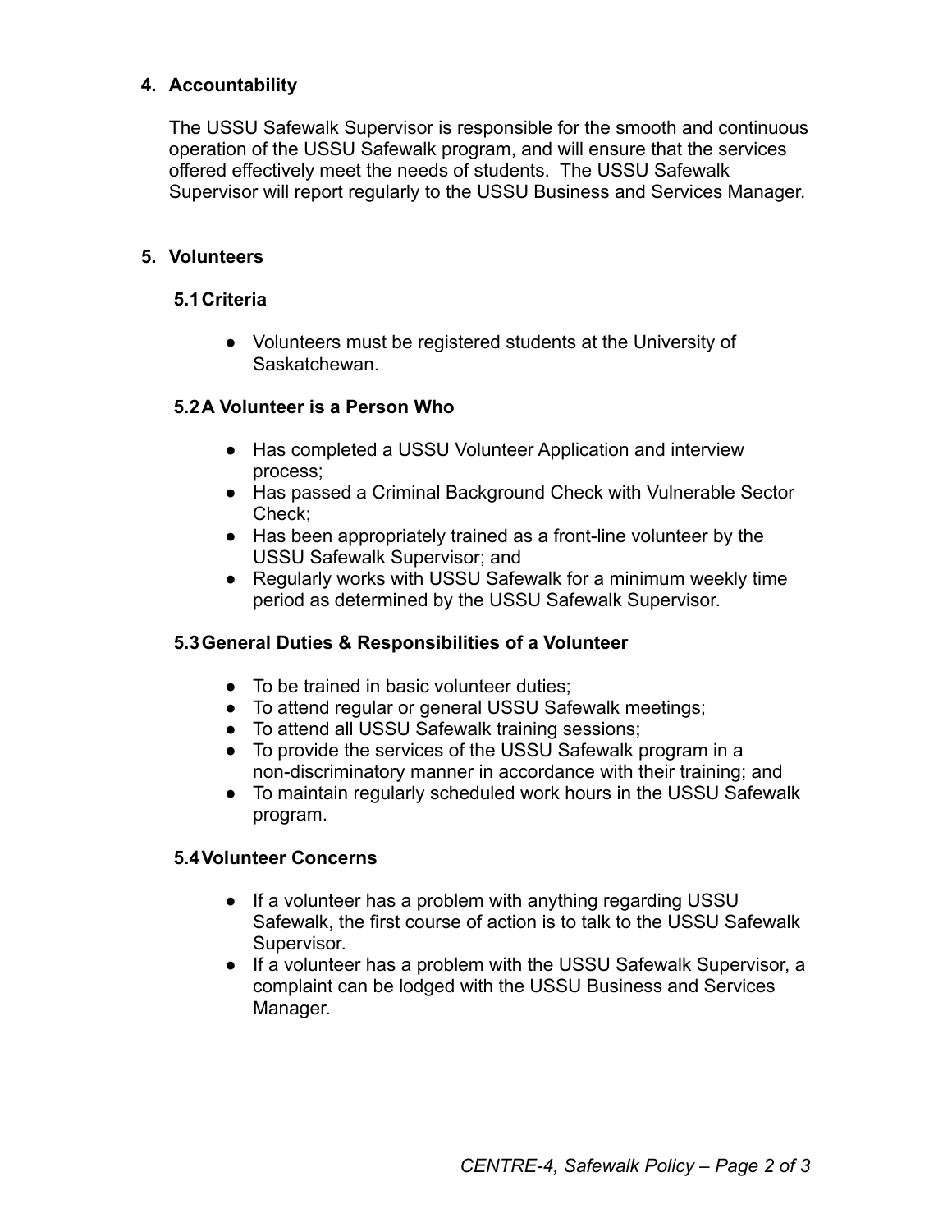## 4. Accountability

The USSU Safewalk Supervisor is responsible for the smooth and continuous operation of the USSU Safewalk program, and will ensure that the services offered effectively meet the needs of students. The USSU Safewalk Supervisor will report regularly to the USSU Business and Services Manager.

## 5. Volunteers

### 5.1 Criteria

- Volunteers must be registered students at the University of Saskatchewan.

### 5.2 A Volunteer is a Person Who

- Has completed a USSU Volunteer Application and interview process;
- Has passed a Criminal Background Check with Vulnerable Sector Check;
- Has been appropriately trained as a front-line volunteer by the USSU Safewalk Supervisor; and
- Regularly works with USSU Safewalk for a minimum weekly time period as determined by the USSU Safewalk Supervisor.

### 5.3 General Duties & Responsibilities of a Volunteer

- To be trained in basic volunteer duties;
- To attend regular or general USSU Safewalk meetings;
- To attend all USSU Safewalk training sessions;
- To provide the services of the USSU Safewalk program in a non-discriminatory manner in accordance with their training; and
- To maintain regularly scheduled work hours in the USSU Safewalk program.

### 5.4 Volunteer Concerns

- If a volunteer has a problem with anything regarding USSU Safewalk, the first course of action is to talk to the USSU Safewalk Supervisor.
- If a volunteer has a problem with the USSU Safewalk Supervisor, a complaint can be lodged with the USSU Business and Services Manager.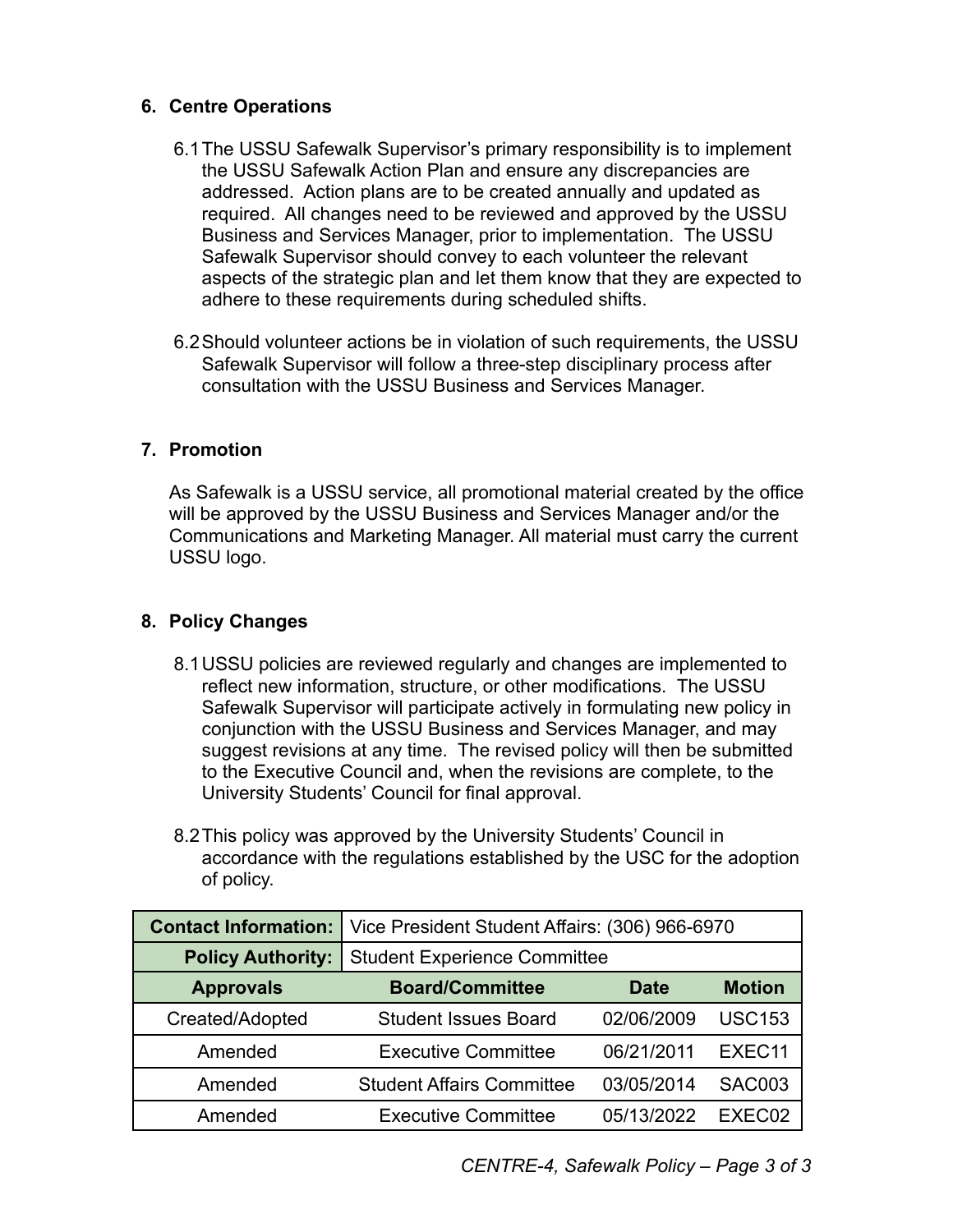## 6. Centre Operations

6.1 The USSU Safewalk Supervisor's primary responsibility is to implement the USSU Safewalk Action Plan and ensure any discrepancies are addressed. Action plans are to be created annually and updated as required. All changes need to be reviewed and approved by the USSU Business and Services Manager, prior to implementation. The USSU Safewalk Supervisor should convey to each volunteer the relevant aspects of the strategic plan and let them know that they are expected to adhere to these requirements during scheduled shifts.

6.2 Should volunteer actions be in violation of such requirements, the USSU Safewalk Supervisor will follow a three-step disciplinary process after consultation with the USSU Business and Services Manager.

## 7. Promotion

As Safewalk is a USSU service, all promotional material created by the office will be approved by the USSU Business and Services Manager and/or the Communications and Marketing Manager. All material must carry the current USSU logo.

## 8. Policy Changes

8.1 USSU policies are reviewed regularly and changes are implemented to reflect new information, structure, or other modifications. The USSU Safewalk Supervisor will participate actively in formulating new policy in conjunction with the USSU Business and Services Manager, and may suggest revisions at any time. The revised policy will then be submitted to the Executive Council and, when the revisions are complete, to the University Students' Council for final approval.

8.2 This policy was approved by the University Students' Council in accordance with the regulations established by the USC for the adoption of policy.

| | | | |
|---|---|---|---|
| **Contact Information:** | Vice President Student Affairs: (306) 966-6970 | | |
| **Policy Authority:** | Student Experience Committee | | |
| **Approvals** | **Board/Committee** | **Date** | **Motion** |
| Created/Adopted | Student Issues Board | 02/06/2009 | USC153 |
| Amended | Executive Committee | 06/21/2011 | EXEC11 |
| Amended | Student Affairs Committee | 03/05/2014 | SAC003 |
| Amended | Executive Committee | 05/13/2022 | EXEC02 |